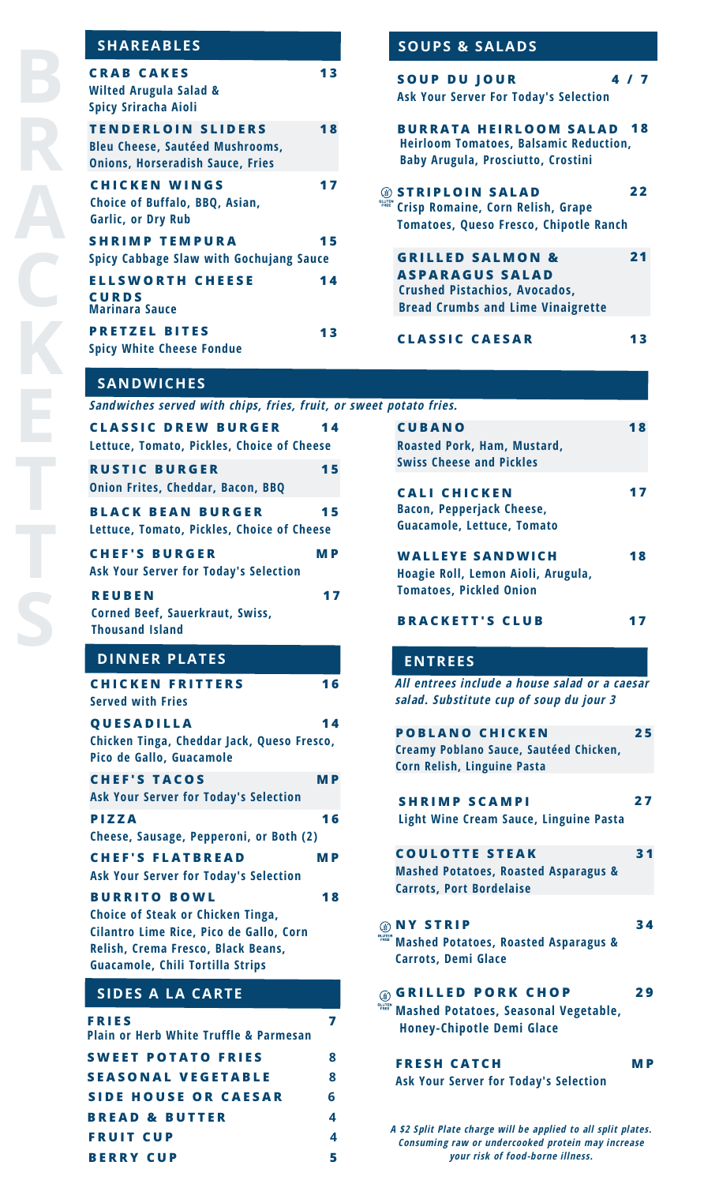# BRACKETTS

## SHAREABLES

**CRAB CAKES** 13
Wilted Arugula Salad & Spicy Sriracha Aioli

**TENDERLOIN SLIDERS** 18
Bleu Cheese, Sautéed Mushrooms, Onions, Horseradish Sauce, Fries

**CHICKEN WINGS** 17
Choice of Buffalo, BBQ, Asian, Garlic, or Dry Rub

**SHRIMP TEMPURA** 15
Spicy Cabbage Slaw with Gochujang Sauce

**ELLSWORTH CHEESE CURDS** 14
Marinara Sauce

**PRETZEL BITES** 13
Spicy White Cheese Fondue

## SOUPS & SALADS

**SOUP DU JOUR** 4 / 7
Ask Your Server For Today's Selection

**BURRATA HEIRLOOM SALAD** 18
Heirloom Tomatoes, Balsamic Reduction, Baby Arugula, Prosciutto, Crostini

**STRIPLOIN SALAD** (Gluten Free) 22
Crisp Romaine, Corn Relish, Grape Tomatoes, Queso Fresco, Chipotle Ranch

**GRILLED SALMON & ASPARAGUS SALAD** 21
Crushed Pistachios, Avocados, Bread Crumbs and Lime Vinaigrette

**CLASSIC CAESAR** 13

## SANDWICHES

*Sandwiches served with chips, fries, fruit, or sweet potato fries.*

**CLASSIC DREW BURGER** 14
Lettuce, Tomato, Pickles, Choice of Cheese

**RUSTIC BURGER** 15
Onion Frites, Cheddar, Bacon, BBQ

**BLACK BEAN BURGER** 15
Lettuce, Tomato, Pickles, Choice of Cheese

**CHEF'S BURGER** MP
Ask Your Server for Today's Selection

**REUBEN** 17
Corned Beef, Sauerkraut, Swiss, Thousand Island

**CUBANO** 18
Roasted Pork, Ham, Mustard, Swiss Cheese and Pickles

**CALI CHICKEN** 17
Bacon, Pepperjack Cheese, Guacamole, Lettuce, Tomato

**WALLEYE SANDWICH** 18
Hoagie Roll, Lemon Aioli, Arugula, Tomatoes, Pickled Onion

**BRACKETT'S CLUB** 17

## DINNER PLATES

**CHICKEN FRITTERS** 16
Served with Fries

**QUESADILLA** 14
Chicken Tinga, Cheddar Jack, Queso Fresco, Pico de Gallo, Guacamole

**CHEF'S TACOS** MP
Ask Your Server for Today's Selection

**PIZZA** 16
Cheese, Sausage, Pepperoni, or Both (2)

**CHEF'S FLATBREAD** MP
Ask Your Server for Today's Selection

**BURRITO BOWL** 18
Choice of Steak or Chicken Tinga, Cilantro Lime Rice, Pico de Gallo, Corn Relish, Crema Fresco, Black Beans, Guacamole, Chili Tortilla Strips

## SIDES A LA CARTE

**FRIES** 7
Plain or Herb White Truffle & Parmesan

**SWEET POTATO FRIES** 8

**SEASONAL VEGETABLE** 8

**SIDE HOUSE OR CAESAR** 6

**BREAD & BUTTER** 4

**FRUIT CUP** 4

**BERRY CUP** 5

## ENTREES

*All entrees include a house salad or a caesar salad. Substitute cup of soup du jour 3*

**POBLANO CHICKEN** 25
Creamy Poblano Sauce, Sautéed Chicken, Corn Relish, Linguine Pasta

**SHRIMP SCAMPI** 27
Light Wine Cream Sauce, Linguine Pasta

**COULOTTE STEAK** 31
Mashed Potatoes, Roasted Asparagus & Carrots, Port Bordelaise

**NY STRIP** (Gluten Free) 34
Mashed Potatoes, Roasted Asparagus & Carrots, Demi Glace

**GRILLED PORK CHOP** (Gluten Free) 29
Mashed Potatoes, Seasonal Vegetable, Honey-Chipotle Demi Glace

**FRESH CATCH** MP
Ask Your Server for Today's Selection

*A $2 Split Plate charge will be applied to all split plates. Consuming raw or undercooked protein may increase your risk of food-borne illness.*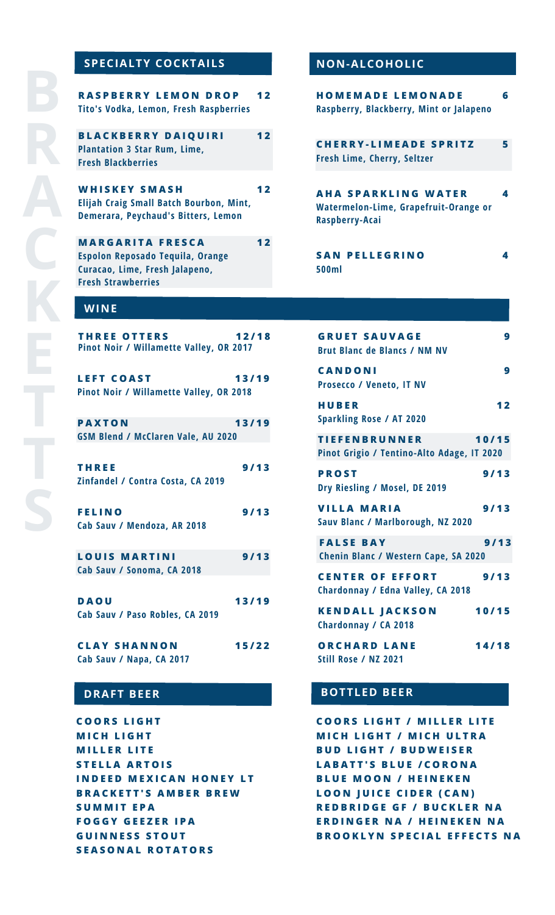BRACKETTS

## SPECIALTY COCKTAILS

**RASPBERRY LEMON DROP** 12
Tito's Vodka, Lemon, Fresh Raspberries

**BLACKBERRY DAIQUIRI** 12
Plantation 3 Star Rum, Lime, Fresh Blackberries

**WHISKEY SMASH** 12
Elijah Craig Small Batch Bourbon, Mint, Demerara, Peychaud's Bitters, Lemon

**MARGARITA FRESCA** 12
Espolon Reposado Tequila, Orange Curacao, Lime, Fresh Jalapeno, Fresh Strawberries

## NON-ALCOHOLIC

**HOMEMADE LEMONADE** 6
Raspberry, Blackberry, Mint or Jalapeno

**CHERRY-LIMEADE SPRITZ** 5
Fresh Lime, Cherry, Seltzer

**AHA SPARKLING WATER** 4
Watermelon-Lime, Grapefruit-Orange or Raspberry-Acai

**SAN PELLEGRINO** 4
500ml

## WINE

**THREE OTTERS** 12/18
Pinot Noir / Willamette Valley, OR 2017

**LEFT COAST** 13/19
Pinot Noir / Willamette Valley, OR 2018

**PAXTON** 13/19
GSM Blend / McClaren Vale, AU 2020

**THREE** 9/13
Zinfandel / Contra Costa, CA 2019

**FELINO** 9/13
Cab Sauv / Mendoza, AR 2018

**LOUIS MARTINI** 9/13
Cab Sauv / Sonoma, CA 2018

**DAOU** 13/19
Cab Sauv / Paso Robles, CA 2019

**CLAY SHANNON** 15/22
Cab Sauv / Napa, CA 2017

**GRUET SAUVAGE** 9
Brut Blanc de Blancs / NM NV

**CANDONI** 9
Prosecco / Veneto, IT NV

**HUBER** 12
Sparkling Rose / AT 2020

**TIEFENBRUNNER** 10/15
Pinot Grigio / Tentino-Alto Adage, IT 2020

**PROST** 9/13
Dry Riesling / Mosel, DE 2019

**VILLA MARIA** 9/13
Sauv Blanc / Marlborough, NZ 2020

**FALSE BAY** 9/13
Chenin Blanc / Western Cape, SA 2020

**CENTER OF EFFORT** 9/13
Chardonnay / Edna Valley, CA 2018

**KENDALL JACKSON** 10/15
Chardonnay / CA 2018

**ORCHARD LANE** 14/18
Still Rose / NZ 2021

## DRAFT BEER

**COORS LIGHT**
**MICH LIGHT**
**MILLER LITE**
**STELLA ARTOIS**
**INDEED MEXICAN HONEY LT**
**BRACKETT'S AMBER BREW**
**SUMMIT EPA**
**FOGGY GEEZER IPA**
**GUINNESS STOUT**
**SEASONAL ROTATORS**

## BOTTLED BEER

**COORS LIGHT / MILLER LITE**
**MICH LIGHT / MICH ULTRA**
**BUD LIGHT / BUDWEISER**
**LABATT'S BLUE /CORONA**
**BLUE MOON / HEINEKEN**
**LOON JUICE CIDER (CAN)**
**REDBRIDGE GF / BUCKLER NA**
**ERDINGER NA / HEINEKEN NA**
**BROOKLYN SPECIAL EFFECTS NA**